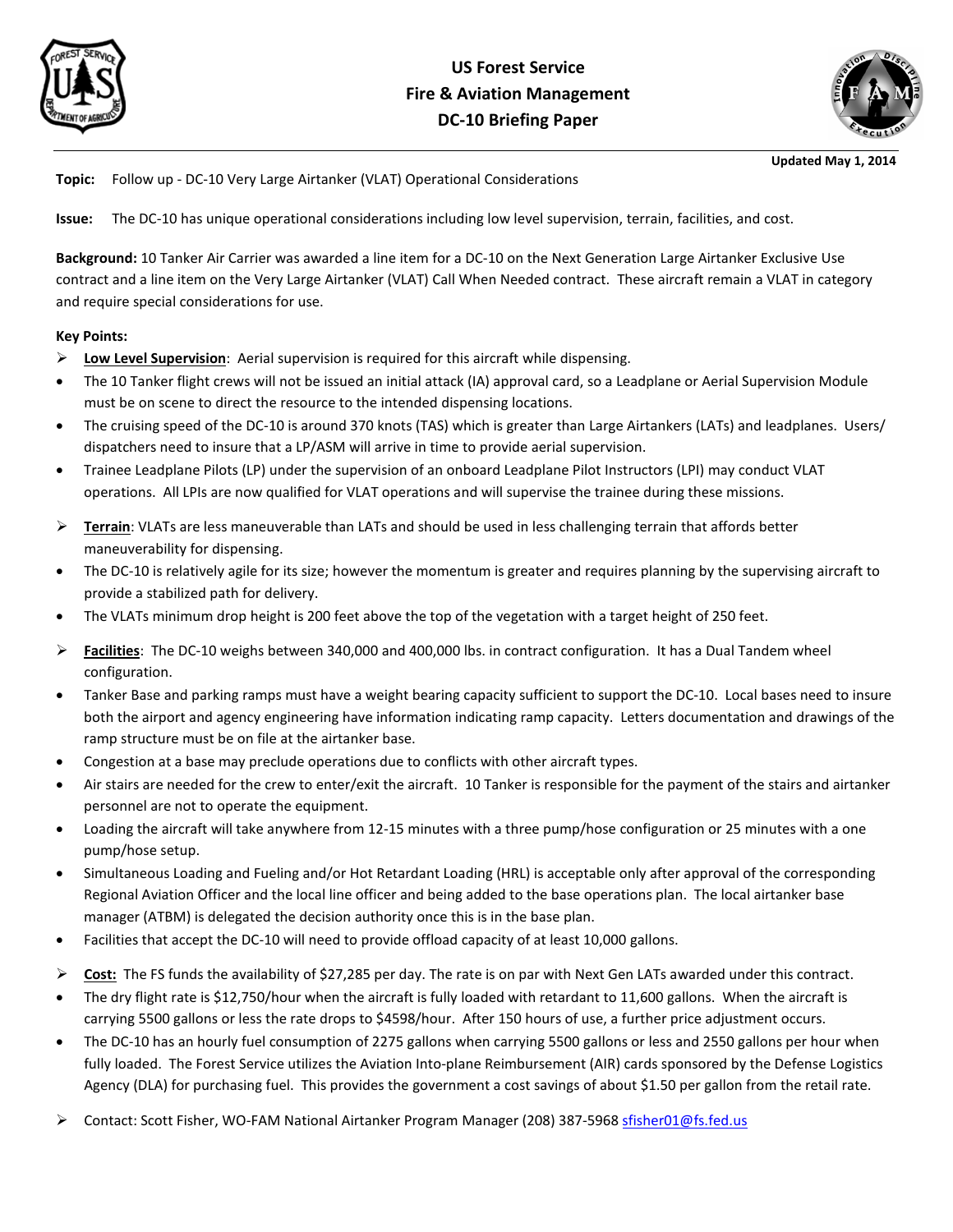# US Forest Service
## Fire & Aviation Management
## DC-10 Briefing Paper

**Updated May 1, 2014**

**Topic:** Follow up - DC-10 Very Large Airtanker (VLAT) Operational Considerations

**Issue:** The DC-10 has unique operational considerations including low level supervision, terrain, facilities, and cost.

**Background:** 10 Tanker Air Carrier was awarded a line item for a DC-10 on the Next Generation Large Airtanker Exclusive Use contract and a line item on the Very Large Airtanker (VLAT) Call When Needed contract. These aircraft remain a VLAT in category and require special considerations for use.

**Key Points:**

- **Low Level Supervision**: Aerial supervision is required for this aircraft while dispensing.
  - The 10 Tanker flight crews will not be issued an initial attack (IA) approval card, so a Leadplane or Aerial Supervision Module must be on scene to direct the resource to the intended dispensing locations.
  - The cruising speed of the DC-10 is around 370 knots (TAS) which is greater than Large Airtankers (LATs) and leadplanes. Users/ dispatchers need to insure that a LP/ASM will arrive in time to provide aerial supervision.
  - Trainee Leadplane Pilots (LP) under the supervision of an onboard Leadplane Pilot Instructors (LPI) may conduct VLAT operations. All LPIs are now qualified for VLAT operations and will supervise the trainee during these missions.
- **Terrain**: VLATs are less maneuverable than LATs and should be used in less challenging terrain that affords better maneuverability for dispensing.
  - The DC-10 is relatively agile for its size; however the momentum is greater and requires planning by the supervising aircraft to provide a stabilized path for delivery.
  - The VLATs minimum drop height is 200 feet above the top of the vegetation with a target height of 250 feet.
- **Facilities**: The DC-10 weighs between 340,000 and 400,000 lbs. in contract configuration. It has a Dual Tandem wheel configuration.
  - Tanker Base and parking ramps must have a weight bearing capacity sufficient to support the DC-10. Local bases need to insure both the airport and agency engineering have information indicating ramp capacity. Letters documentation and drawings of the ramp structure must be on file at the airtanker base.
  - Congestion at a base may preclude operations due to conflicts with other aircraft types.
  - Air stairs are needed for the crew to enter/exit the aircraft. 10 Tanker is responsible for the payment of the stairs and airtanker personnel are not to operate the equipment.
  - Loading the aircraft will take anywhere from 12-15 minutes with a three pump/hose configuration or 25 minutes with a one pump/hose setup.
  - Simultaneous Loading and Fueling and/or Hot Retardant Loading (HRL) is acceptable only after approval of the corresponding Regional Aviation Officer and the local line officer and being added to the base operations plan. The local airtanker base manager (ATBM) is delegated the decision authority once this is in the base plan.
  - Facilities that accept the DC-10 will need to provide offload capacity of at least 10,000 gallons.
- **Cost:** The FS funds the availability of $27,285 per day. The rate is on par with Next Gen LATs awarded under this contract.
  - The dry flight rate is $12,750/hour when the aircraft is fully loaded with retardant to 11,600 gallons. When the aircraft is carrying 5500 gallons or less the rate drops to $4598/hour. After 150 hours of use, a further price adjustment occurs.
  - The DC-10 has an hourly fuel consumption of 2275 gallons when carrying 5500 gallons or less and 2550 gallons per hour when fully loaded. The Forest Service utilizes the Aviation Into-plane Reimbursement (AIR) cards sponsored by the Defense Logistics Agency (DLA) for purchasing fuel. This provides the government a cost savings of about $1.50 per gallon from the retail rate.
- Contact: Scott Fisher, WO-FAM National Airtanker Program Manager (208) 387-5968 sfisher01@fs.fed.us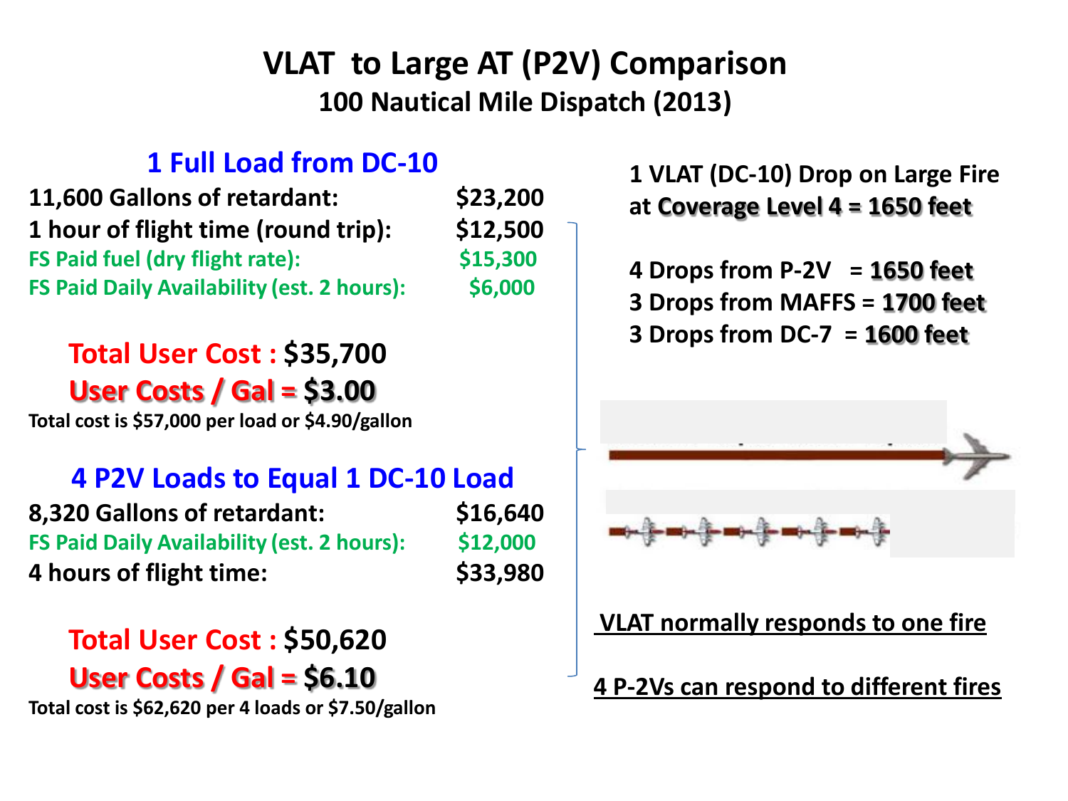# VLAT to Large AT (P2V) Comparison

## 100 Nautical Mile Dispatch (2013)

### 1 Full Load from DC-10

| | |
|---|---|
| 11,600 Gallons of retardant: | $23,200 |
| 1 hour of flight time (round trip): | $12,500 |
| FS Paid fuel (dry flight rate): | $15,300 |
| FS Paid Daily Availability (est. 2 hours): | $6,000 |

**Total User Cost : $35,700**

**User Costs / Gal = $3.00**

Total cost is $57,000 per load or $4.90/gallon

### 4 P2V Loads to Equal 1 DC-10 Load

| | |
|---|---|
| 8,320 Gallons of retardant: | $16,640 |
| FS Paid Daily Availability (est. 2 hours): | $12,000 |
| 4 hours of flight time: | $33,980 |

**Total User Cost : $50,620**

**User Costs / Gal = $6.10**

Total cost is $62,620 per 4 loads or $7.50/gallon

1 VLAT (DC-10) Drop on Large Fire at **Coverage Level 4 = 1650 feet**

4 Drops from P-2V = **1650 feet**

3 Drops from MAFFS = **1700 feet**

3 Drops from DC-7 = **1600 feet**

**VLAT normally responds to one fire**

**4 P-2Vs can respond to different fires**